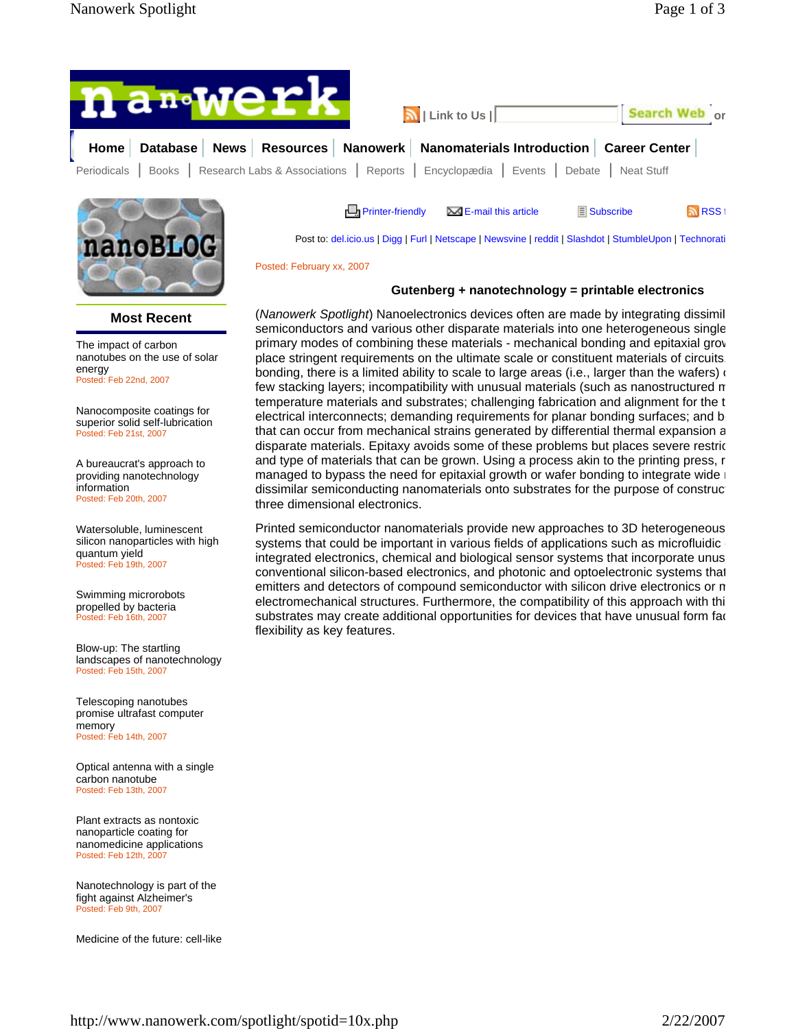| Link to Us | Search Web or

Home | Database | News | Resources | Nanowerk | Nanomaterials Introduction | Career Center

Periodicals | Books | Research Labs & Associations | Reports | Encyclopædia | Events | Debate | Neat Stuff

Printer-friendly | E-mail this article | Subscribe | RSS f

Post to: del.icio.us | Digg | Furl | Netscape | Newsvine | reddit | Slashdot | StumbleUpon | Technorati

Posted: February xx, 2007

## Gutenberg + nanotechnology = printable electronics

(*Nanowerk Spotlight*) Nanoelectronics devices often are made by integrating dissimil semiconductors and various other disparate materials into one heterogeneous single primary modes of combining these materials - mechanical bonding and epitaxial grov place stringent requirements on the ultimate scale or constituent materials of circuits. bonding, there is a limited ability to scale to large areas (i.e., larger than the wafers) o few stacking layers; incompatibility with unusual materials (such as nanostructured m temperature materials and substrates; challenging fabrication and alignment for the t electrical interconnects; demanding requirements for planar bonding surfaces; and b that can occur from mechanical strains generated by differential thermal expansion a disparate materials. Epitaxy avoids some of these problems but places severe restric and type of materials that can be grown. Using a process akin to the printing press, r managed to bypass the need for epitaxial growth or wafer bonding to integrate wide r dissimilar semiconducting nanomaterials onto substrates for the purpose of construc three dimensional electronics.

Printed semiconductor nanomaterials provide new approaches to 3D heterogeneous systems that could be important in various fields of applications such as microfluidic integrated electronics, chemical and biological sensor systems that incorporate unus conventional silicon-based electronics, and photonic and optoelectronic systems that emitters and detectors of compound semiconductor with silicon drive electronics or m electromechanical structures. Furthermore, the compatibility of this approach with thi substrates may create additional opportunities for devices that have unusual form fac flexibility as key features.

### Most Recent

The impact of carbon nanotubes on the use of solar energy
Posted: Feb 22nd, 2007

Nanocomposite coatings for superior solid self-lubrication
Posted: Feb 21st, 2007

A bureaucrat's approach to providing nanotechnology information
Posted: Feb 20th, 2007

Watersoluble, luminescent silicon nanoparticles with high quantum yield
Posted: Feb 19th, 2007

Swimming microrobots propelled by bacteria
Posted: Feb 16th, 2007

Blow-up: The startling landscapes of nanotechnology
Posted: Feb 15th, 2007

Telescoping nanotubes promise ultrafast computer memory
Posted: Feb 14th, 2007

Optical antenna with a single carbon nanotube
Posted: Feb 13th, 2007

Plant extracts as nontoxic nanoparticle coating for nanomedicine applications
Posted: Feb 12th, 2007

Nanotechnology is part of the fight against Alzheimer's
Posted: Feb 9th, 2007

Medicine of the future: cell-like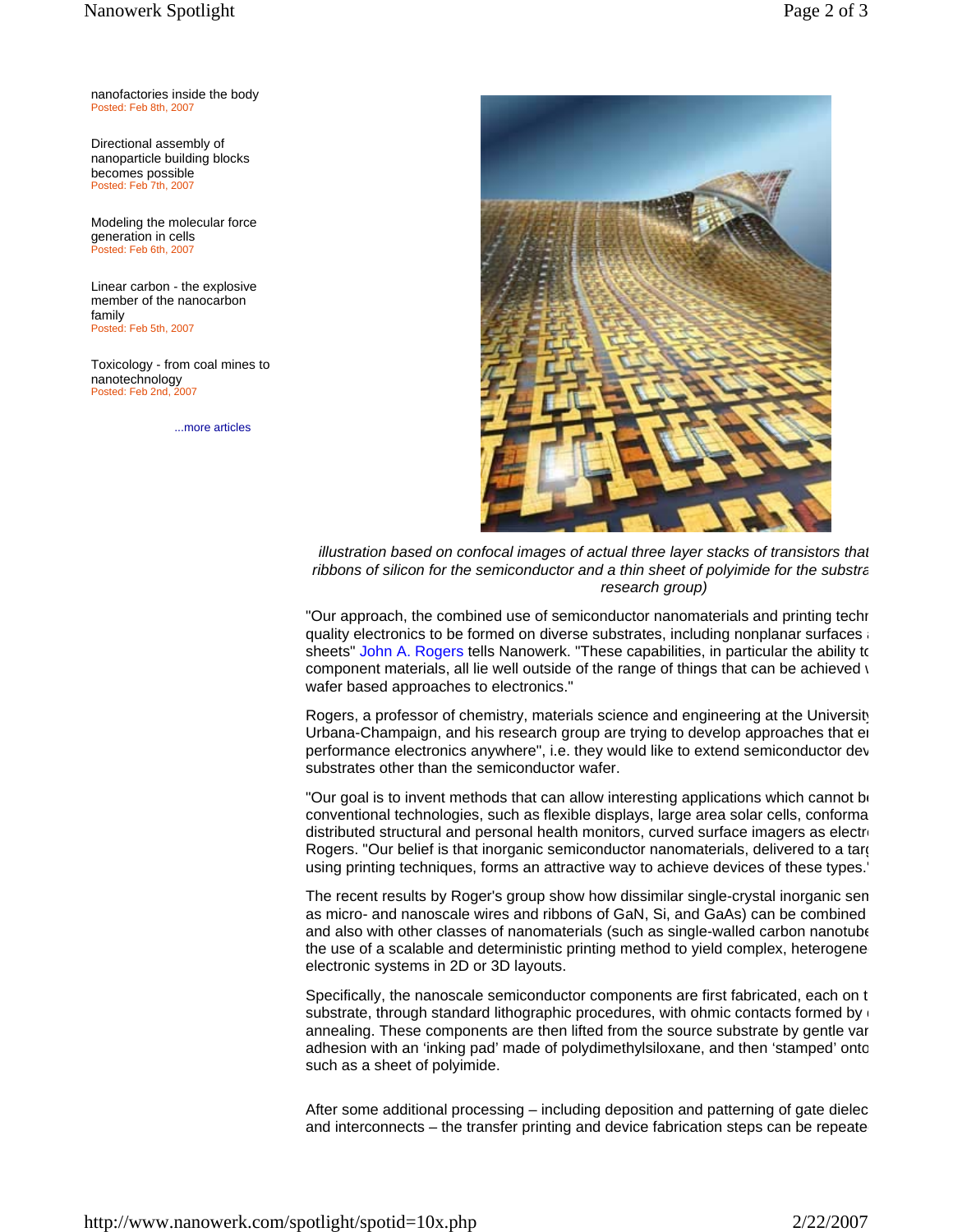nanofactories inside the body
Posted: Feb 8th, 2007

Directional assembly of nanoparticle building blocks becomes possible
Posted: Feb 7th, 2007

Modeling the molecular force generation in cells
Posted: Feb 6th, 2007

Linear carbon - the explosive member of the nanocarbon family
Posted: Feb 5th, 2007

Toxicology - from coal mines to nanotechnology
Posted: Feb 2nd, 2007

...more articles

*illustration based on confocal images of actual three layer stacks of transistors that ribbons of silicon for the semiconductor and a thin sheet of polyimide for the substra research group)*

"Our approach, the combined use of semiconductor nanomaterials and printing techn quality electronics to be formed on diverse substrates, including nonplanar surfaces sheets" John A. Rogers tells Nanowerk. "These capabilities, in particular the ability to component materials, all lie well outside of the range of things that can be achieved wafer based approaches to electronics."

Rogers, a professor of chemistry, materials science and engineering at the University Urbana-Champaign, and his research group are trying to develop approaches that en performance electronics anywhere", i.e. they would like to extend semiconductor dev substrates other than the semiconductor wafer.

"Our goal is to invent methods that can allow interesting applications which cannot b conventional technologies, such as flexible displays, large area solar cells, conforma distributed structural and personal health monitors, curved surface imagers as electr Rogers. "Our belief is that inorganic semiconductor nanomaterials, delivered to a targ using printing techniques, forms an attractive way to achieve devices of these types."

The recent results by Roger's group show how dissimilar single-crystal inorganic sem as micro- and nanoscale wires and ribbons of GaN, Si, and GaAs) can be combined and also with other classes of nanomaterials (such as single-walled carbon nanotube the use of a scalable and deterministic printing method to yield complex, heterogene electronic systems in 2D or 3D layouts.

Specifically, the nanoscale semiconductor components are first fabricated, each on t substrate, through standard lithographic procedures, with ohmic contacts formed by annealing. These components are then lifted from the source substrate by gentle var adhesion with an 'inking pad' made of polydimethylsiloxane, and then 'stamped' onto such as a sheet of polyimide.

After some additional processing – including deposition and patterning of gate dielec and interconnects – the transfer printing and device fabrication steps can be repeate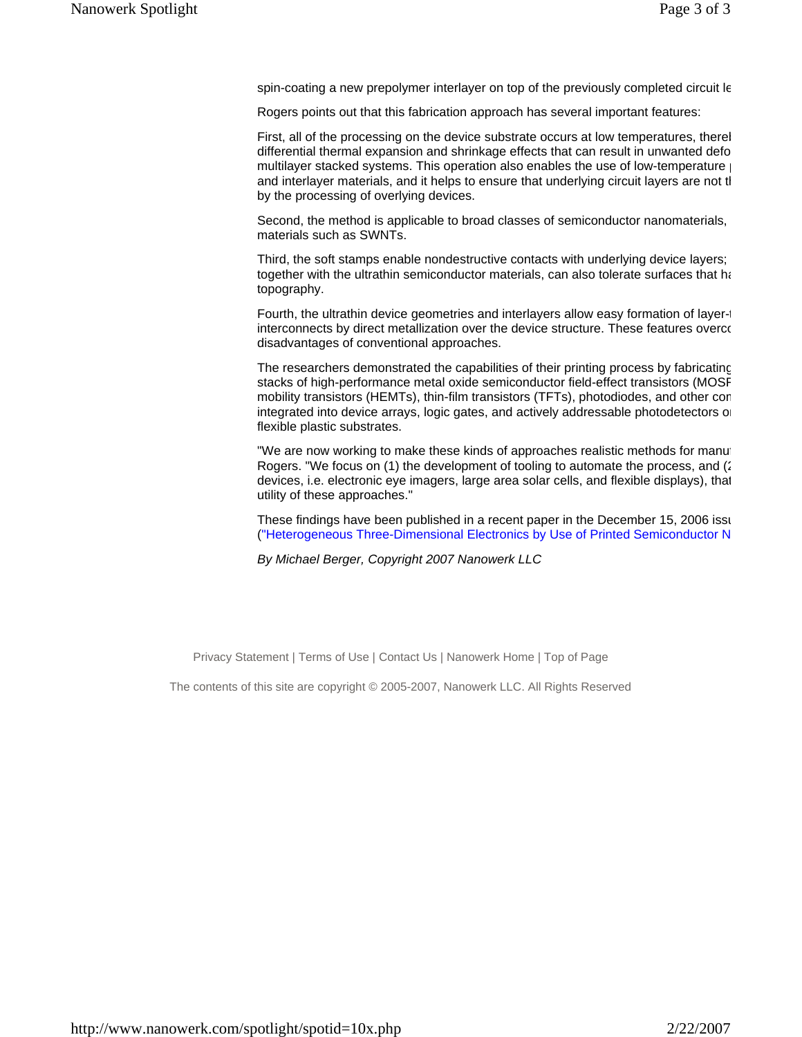spin-coating a new prepolymer interlayer on top of the previously completed circuit le

Rogers points out that this fabrication approach has several important features:

First, all of the processing on the device substrate occurs at low temperatures, therel differential thermal expansion and shrinkage effects that can result in unwanted defo multilayer stacked systems. This operation also enables the use of low-temperature | and interlayer materials, and it helps to ensure that underlying circuit layers are not tl by the processing of overlying devices.

Second, the method is applicable to broad classes of semiconductor nanomaterials, materials such as SWNTs.

Third, the soft stamps enable nondestructive contacts with underlying device layers; together with the ultrathin semiconductor materials, can also tolerate surfaces that ha topography.

Fourth, the ultrathin device geometries and interlayers allow easy formation of layer-t interconnects by direct metallization over the device structure. These features overcc disadvantages of conventional approaches.

The researchers demonstrated the capabilities of their printing process by fabricating stacks of high-performance metal oxide semiconductor field-effect transistors (MOSF mobility transistors (HEMTs), thin-film transistors (TFTs), photodiodes, and other cor integrated into device arrays, logic gates, and actively addressable photodetectors o flexible plastic substrates.

"We are now working to make these kinds of approaches realistic methods for manu Rogers. "We focus on (1) the development of tooling to automate the process, and (2 devices, i.e. electronic eye imagers, large area solar cells, and flexible displays), that utility of these approaches."

These findings have been published in a recent paper in the December 15, 2006 issu ("Heterogeneous Three-Dimensional Electronics by Use of Printed Semiconductor N

*By Michael Berger, Copyright 2007 Nanowerk LLC*

Privacy Statement | Terms of Use | Contact Us | Nanowerk Home | Top of Page

The contents of this site are copyright © 2005-2007, Nanowerk LLC. All Rights Reserved